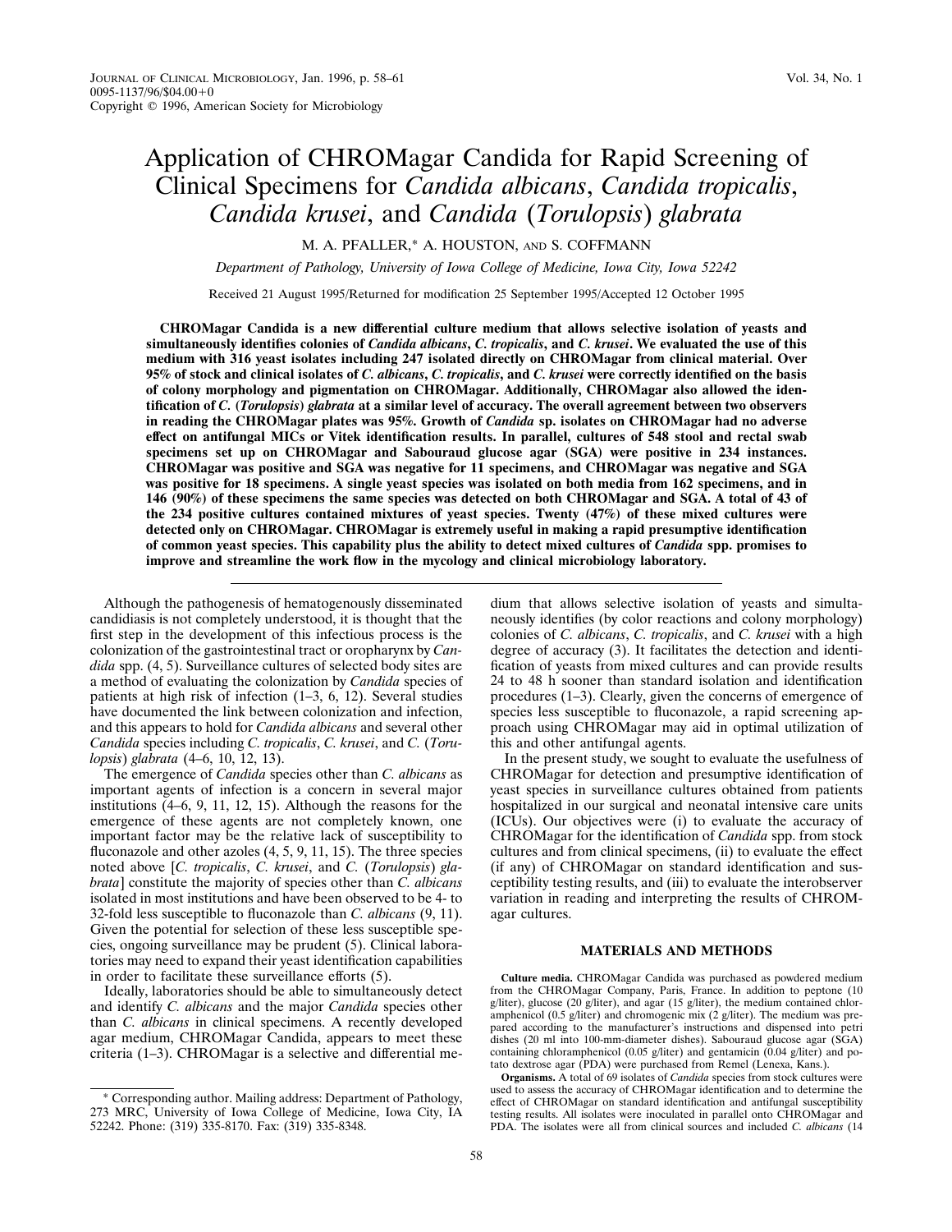# Application of CHROMagar Candida for Rapid Screening of Clinical Specimens for *Candida albicans*, *Candida tropicalis*, *Candida krusei*, and *Candida* (*Torulopsis*) *glabrata*

M. A. PFALLER,* A. HOUSTON, AND S. COFFMANN

*Department of Pathology, University of Iowa College of Medicine, Iowa City, Iowa 52242*

Received 21 August 1995/Returned for modification 25 September 1995/Accepted 12 October 1995

**CHROMagar Candida is a new differential culture medium that allows selective isolation of yeasts and simultaneously identifies colonies of *Candida albicans*, *C. tropicalis*, and *C. krusei*. We evaluated the use of this medium with 316 yeast isolates including 247 isolated directly on CHROMagar from clinical material. Over 95% of stock and clinical isolates of *C. albicans*, *C. tropicalis*, and *C. krusei* were correctly identified on the basis of colony morphology and pigmentation on CHROMagar. Additionally, CHROMagar also allowed the identification of *C.* (*Torulopsis*) *glabrata* at a similar level of accuracy. The overall agreement between two observers in reading the CHROMagar plates was 95%. Growth of *Candida* sp. isolates on CHROMagar had no adverse effect on antifungal MICs or Vitek identification results. In parallel, cultures of 548 stool and rectal swab specimens set up on CHROMagar and Sabouraud glucose agar (SGA) were positive in 234 instances. CHROMagar was positive and SGA was negative for 11 specimens, and CHROMagar was negative and SGA was positive for 18 specimens. A single yeast species was isolated on both media from 162 specimens, and in 146 (90%) of these specimens the same species was detected on both CHROMagar and SGA. A total of 43 of the 234 positive cultures contained mixtures of yeast species. Twenty (47%) of these mixed cultures were detected only on CHROMagar. CHROMagar is extremely useful in making a rapid presumptive identification of common yeast species. This capability plus the ability to detect mixed cultures of *Candida* spp. promises to improve and streamline the work flow in the mycology and clinical microbiology laboratory.**

---

Although the pathogenesis of hematogenously disseminated candidiasis is not completely understood, it is thought that the first step in the development of this infectious process is the colonization of the gastrointestinal tract or oropharynx by *Candida* spp. (4, 5). Surveillance cultures of selected body sites are a method of evaluating the colonization by *Candida* species of patients at high risk of infection (1–3, 6, 12). Several studies have documented the link between colonization and infection, and this appears to hold for *Candida albicans* and several other *Candida* species including *C. tropicalis*, *C. krusei*, and *C.* (*Torulopsis*) *glabrata* (4–6, 10, 12, 13).

The emergence of *Candida* species other than *C. albicans* as important agents of infection is a concern in several major institutions (4–6, 9, 11, 12, 15). Although the reasons for the emergence of these agents are not completely known, one important factor may be the relative lack of susceptibility to fluconazole and other azoles (4, 5, 9, 11, 15). The three species noted above [*C. tropicalis*, *C. krusei*, and *C.* (*Torulopsis*) *glabrata*] constitute the majority of species other than *C. albicans* isolated in most institutions and have been observed to be 4- to 32-fold less susceptible to fluconazole than *C. albicans* (9, 11). Given the potential for selection of these less susceptible species, ongoing surveillance may be prudent (5). Clinical laboratories may need to expand their yeast identification capabilities in order to facilitate these surveillance efforts (5).

Ideally, laboratories should be able to simultaneously detect and identify *C. albicans* and the major *Candida* species other than *C. albicans* in clinical specimens. A recently developed agar medium, CHROMagar Candida, appears to meet these criteria (1–3). CHROMagar is a selective and differential medium that allows selective isolation of yeasts and simultaneously identifies (by color reactions and colony morphology) colonies of *C. albicans*, *C. tropicalis*, and *C. krusei* with a high degree of accuracy (3). It facilitates the detection and identification of yeasts from mixed cultures and can provide results 24 to 48 h sooner than standard isolation and identification procedures (1–3). Clearly, given the concerns of emergence of species less susceptible to fluconazole, a rapid screening approach using CHROMagar may aid in optimal utilization of this and other antifungal agents.

In the present study, we sought to evaluate the usefulness of CHROMagar for detection and presumptive identification of yeast species in surveillance cultures obtained from patients hospitalized in our surgical and neonatal intensive care units (ICUs). Our objectives were (i) to evaluate the accuracy of CHROMagar for the identification of *Candida* spp. from stock cultures and from clinical specimens, (ii) to evaluate the effect (if any) of CHROMagar on standard identification and susceptibility testing results, and (iii) to evaluate the interobserver variation in reading and interpreting the results of CHROMagar cultures.

## MATERIALS AND METHODS

**Culture media.** CHROMagar Candida was purchased as powdered medium from the CHROMagar Company, Paris, France. In addition to peptone (10 g/liter), glucose (20 g/liter), and agar (15 g/liter), the medium contained chloramphenicol (0.5 g/liter) and chromogenic mix (2 g/liter). The medium was prepared according to the manufacturer's instructions and dispensed into petri dishes (20 ml into 100-mm-diameter dishes). Sabouraud glucose agar (SGA) containing chloramphenicol (0.05 g/liter) and gentamicin (0.04 g/liter) and potato dextrose agar (PDA) were purchased from Remel (Lenexa, Kans.).

**Organisms.** A total of 69 isolates of *Candida* species from stock cultures were used to assess the accuracy of CHROMagar identification and to determine the effect of CHROMagar on standard identification and antifungal susceptibility testing results. All isolates were inoculated in parallel onto CHROMagar and PDA. The isolates were all from clinical sources and included *C. albicans* (14

---

* Corresponding author. Mailing address: Department of Pathology, 273 MRC, University of Iowa College of Medicine, Iowa City, IA 52242. Phone: (319) 335-8170. Fax: (319) 335-8348.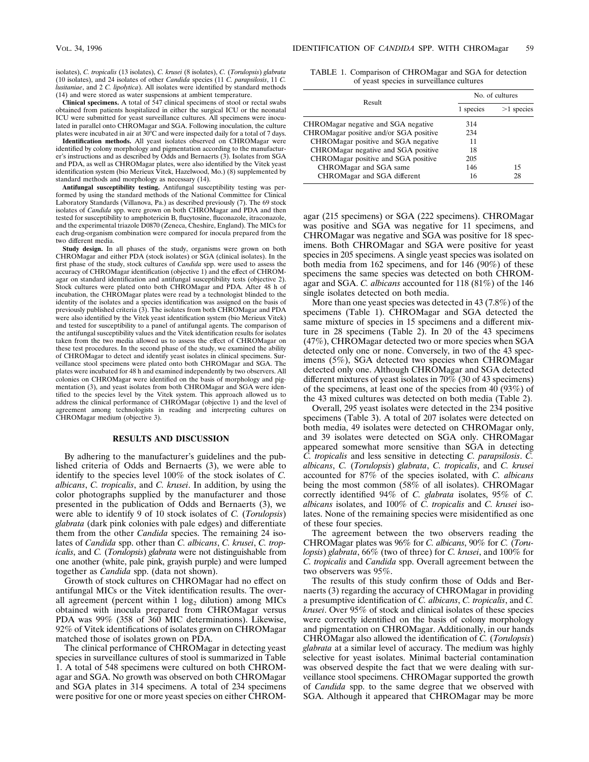isolates), *C. tropicalis* (13 isolates), *C. krusei* (8 isolates), *C.* (*Torulopsis*) *glabrata* (10 isolates), and 24 isolates of other *Candida* species (11 *C. parapsilosis*, 11 *C. lusitaniae*, and 2 *C. lipolytica*). All isolates were identified by standard methods (14) and were stored as water suspensions at ambient temperature.

**Clinical specimens.** A total of 547 clinical specimens of stool or rectal swabs obtained from patients hospitalized in either the surgical ICU or the neonatal ICU were submitted for yeast surveillance cultures. All specimens were inoculated in parallel onto CHROMagar and SGA. Following inoculation, the culture plates were incubated in air at 30°C and were inspected daily for a total of 7 days.

**Identification methods.** All yeast isolates observed on CHROMagar were identified by colony morphology and pigmentation according to the manufacturer's instructions and as described by Odds and Bernaerts (3). Isolates from SGA and PDA, as well as CHROMagar plates, were also identified by the Vitek yeast identification system (bio Merieux Vitek, Hazelwood, Mo.) (8) supplemented by standard methods and morphology as necessary (14).

**Antifungal susceptibility testing.** Antifungal susceptibility testing was performed by using the standard methods of the National Committee for Clinical Laboratory Standards (Villanova, Pa.) as described previously (7). The 69 stock isolates of *Candida* spp. were grown on both CHROMagar and PDA and then tested for susceptibility to amphotericin B, flucytosine, fluconazole, itraconazole, and the experimental triazole D0870 (Zeneca, Cheshire, England). The MICs for each drug-organism combination were compared for inocula prepared from the two different media.

**Study design.** In all phases of the study, organisms were grown on both CHROMagar and either PDA (stock isolates) or SGA (clinical isolates). In the first phase of the study, stock cultures of *Candida* spp. were used to assess the accuracy of CHROMagar identification (objective 1) and the effect of CHROMagar on standard identification and antifungal susceptibility tests (objective 2). Stock cultures were plated onto both CHROMagar and PDA. After 48 h of incubation, the CHROMagar plates were read by a technologist blinded to the identity of the isolates and a species identification was assigned on the basis of previously published criteria (3). The isolates from both CHROMagar and PDA were also identified by the Vitek yeast identification system (bio Merieux Vitek) and tested for susceptibility to a panel of antifungal agents. The comparison of the antifungal susceptibility values and the Vitek identification results for isolates taken from the two media allowed us to assess the effect of CHROMagar on these test procedures. In the second phase of the study, we examined the ability of CHROMagar to detect and identify yeast isolates in clinical specimens. Surveillance stool specimens were plated onto both CHROMagar and SGA. The plates were incubated for 48 h and examined independently by two observers. All colonies on CHROMagar were identified on the basis of morphology and pigmentation (3), and yeast isolates from both CHROMagar and SGA were identified to the species level by the Vitek system. This approach allowed us to address the clinical performance of CHROMagar (objective 1) and the level of agreement among technologists in reading and interpreting cultures on CHROMagar medium (objective 3).

## RESULTS AND DISCUSSION

By adhering to the manufacturer's guidelines and the published criteria of Odds and Bernaerts (3), we were able to identify to the species level 100% of the stock isolates of *C. albicans*, *C. tropicalis*, and *C. krusei*. In addition, by using the color photographs supplied by the manufacturer and those presented in the publication of Odds and Bernaerts (3), we were able to identify 9 of 10 stock isolates of *C.* (*Torulopsis*) *glabrata* (dark pink colonies with pale edges) and differentiate them from the other *Candida* species. The remaining 24 isolates of *Candida* spp. other than *C. albicans*, *C. krusei*, *C. tropicalis*, and *C.* (*Torulopsis*) *glabrata* were not distinguishable from one another (white, pale pink, grayish purple) and were lumped together as *Candida* spp. (data not shown).

Growth of stock cultures on CHROMagar had no effect on antifungal MICs or the Vitek identification results. The overall agreement (percent within 1 $\log_2$ dilution) among MICs obtained with inocula prepared from CHROMagar versus PDA was 99% (358 of 360 MIC determinations). Likewise, 92% of Vitek identifications of isolates grown on CHROMagar matched those of isolates grown on PDA.

The clinical performance of CHROMagar in detecting yeast species in surveillance cultures of stool is summarized in Table 1. A total of 548 specimens were cultured on both CHROMagar and SGA. No growth was observed on both CHROMagar and SGA plates in 314 specimens. A total of 234 specimens were positive for one or more yeast species on either CHROMagar (215 specimens) or SGA (222 specimens). CHROMagar was positive and SGA was negative for 11 specimens, and CHROMagar was negative and SGA was positive for 18 specimens. Both CHROMagar and SGA were positive for yeast species in 205 specimens. A single yeast species was isolated on both media from 162 specimens, and for 146 (90%) of these specimens the same species was detected on both CHROMagar and SGA. *C. albicans* accounted for 118 (81%) of the 146 single isolates detected on both media.

TABLE 1. Comparison of CHROMagar and SGA for detection of yeast species in surveillance cultures

| Result | No. of cultures | |
|---|---|---|
| | 1 species | >1 species |
| CHROMagar negative and SGA negative | 314 | |
| CHROMagar positive and/or SGA positive | 234 | |
| CHROMagar positive and SGA negative | 11 | |
| CHROMagar negative and SGA positive | 18 | |
| CHROMagar positive and SGA positive | 205 | |
| CHROMagar and SGA same | 146 | 15 |
| CHROMagar and SGA different | 16 | 28 |

More than one yeast species was detected in 43 (7.8%) of the specimens (Table 1). CHROMagar and SGA detected the same mixture of species in 15 specimens and a different mixture in 28 specimens (Table 2). In 20 of the 43 specimens (47%), CHROMagar detected two or more species when SGA detected only one or none. Conversely, in two of the 43 specimens (5%), SGA detected two species when CHROMagar detected only one. Although CHROMagar and SGA detected different mixtures of yeast isolates in 70% (30 of 43 specimens) of the specimens, at least one of the species from 40 (93%) of the 43 mixed cultures was detected on both media (Table 2).

Overall, 295 yeast isolates were detected in the 234 positive specimens (Table 3). A total of 207 isolates were detected on both media, 49 isolates were detected on CHROMagar only, and 39 isolates were detected on SGA only. CHROMagar appeared somewhat more sensitive than SGA in detecting *C. tropicalis* and less sensitive in detecting *C. parapsilosis*. *C. albicans*, *C.* (*Torulopsis*) *glabrata*, *C. tropicalis*, and *C. krusei* accounted for 87% of the species isolated, with *C. albicans* being the most common (58% of all isolates). CHROMagar correctly identified 94% of *C. glabrata* isolates, 95% of *C. albicans* isolates, and 100% of *C. tropicalis* and *C. krusei* isolates. None of the remaining species were misidentified as one of these four species.

The agreement between the two observers reading the CHROMagar plates was 96% for *C. albicans*, 90% for *C.* (*Torulopsis*) *glabrata*, 66% (two of three) for *C. krusei*, and 100% for *C. tropicalis* and *Candida* spp. Overall agreement between the two observers was 95%.

The results of this study confirm those of Odds and Bernaerts (3) regarding the accuracy of CHROMagar in providing a presumptive identification of *C. albicans*, *C. tropicalis*, and *C. krusei*. Over 95% of stock and clinical isolates of these species were correctly identified on the basis of colony morphology and pigmentation on CHROMagar. Additionally, in our hands CHROMagar also allowed the identification of *C.* (*Torulopsis*) *glabrata* at a similar level of accuracy. The medium was highly selective for yeast isolates. Minimal bacterial contamination was observed despite the fact that we were dealing with surveillance stool specimens. CHROMagar supported the growth of *Candida* spp. to the same degree that we observed with SGA. Although it appeared that CHROMagar may be more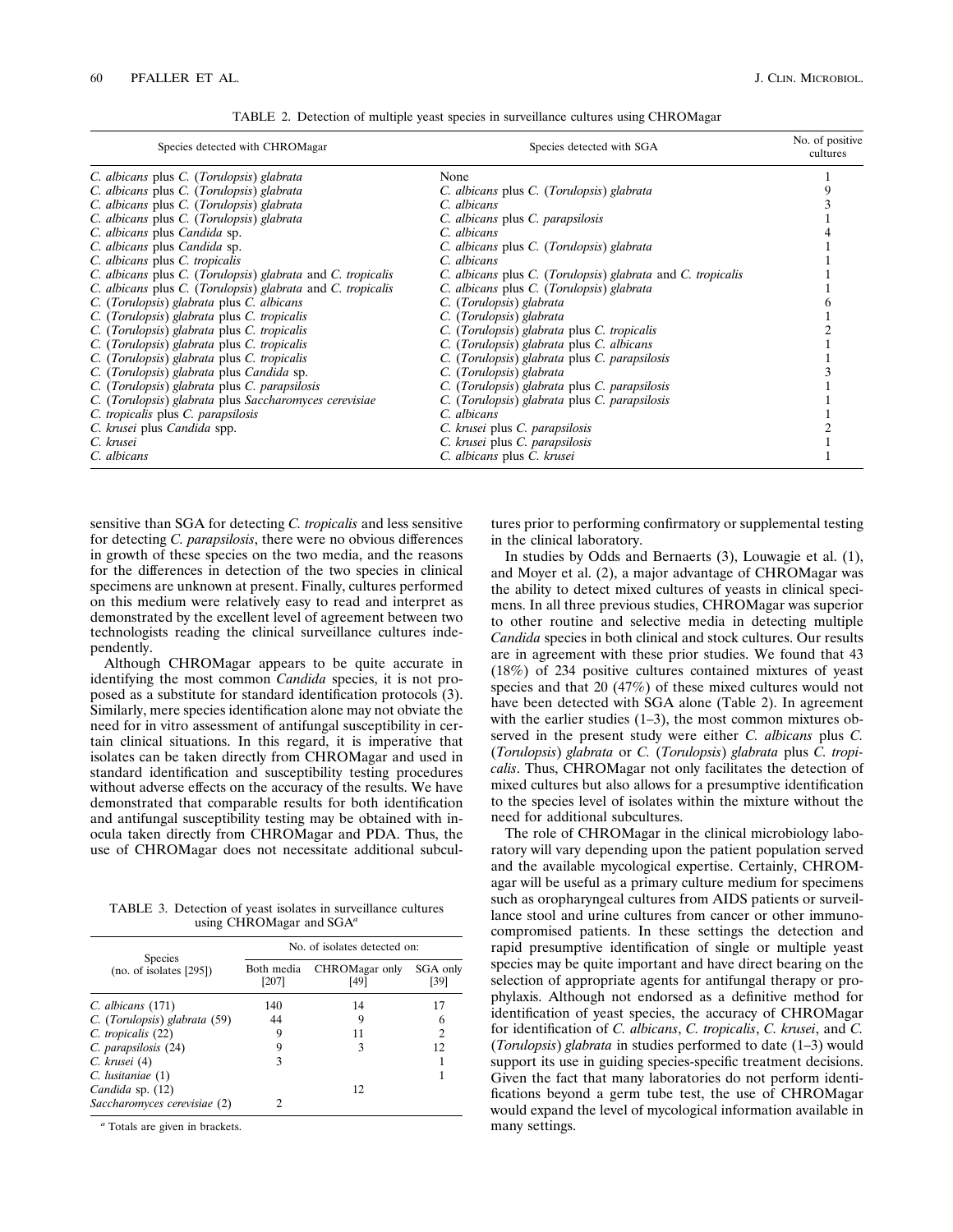TABLE 2. Detection of multiple yeast species in surveillance cultures using CHROMagar

| Species detected with CHROMagar | Species detected with SGA | No. of positive cultures |
|---|---|---|
| *C. albicans* plus *C.* (*Torulopsis*) *glabrata* | None | 1 |
| *C. albicans* plus *C.* (*Torulopsis*) *glabrata* | *C. albicans* plus *C.* (*Torulopsis*) *glabrata* | 9 |
| *C. albicans* plus *C.* (*Torulopsis*) *glabrata* | *C. albicans* | 3 |
| *C. albicans* plus *C.* (*Torulopsis*) *glabrata* | *C. albicans* plus *C. parapsilosis* | 1 |
| *C. albicans* plus *Candida* sp. | *C. albicans* | 4 |
| *C. albicans* plus *Candida* sp. | *C. albicans* plus *C.* (*Torulopsis*) *glabrata* | 1 |
| *C. albicans* plus *C. tropicalis* | *C. albicans* | 1 |
| *C. albicans* plus *C.* (*Torulopsis*) *glabrata* and *C. tropicalis* | *C. albicans* plus *C.* (*Torulopsis*) *glabrata* and *C. tropicalis* | 1 |
| *C. albicans* plus *C.* (*Torulopsis*) *glabrata* and *C. tropicalis* | *C. albicans* plus *C.* (*Torulopsis*) *glabrata* | 1 |
| *C.* (*Torulopsis*) *glabrata* plus *C. albicans* | *C.* (*Torulopsis*) *glabrata* | 6 |
| *C.* (*Torulopsis*) *glabrata* plus *C. tropicalis* | *C.* (*Torulopsis*) *glabrata* | 1 |
| *C.* (*Torulopsis*) *glabrata* plus *C. tropicalis* | *C.* (*Torulopsis*) *glabrata* plus *C. tropicalis* | 2 |
| *C.* (*Torulopsis*) *glabrata* plus *C. tropicalis* | *C.* (*Torulopsis*) *glabrata* plus *C. albicans* | 1 |
| *C.* (*Torulopsis*) *glabrata* plus *C. tropicalis* | *C.* (*Torulopsis*) *glabrata* plus *C. parapsilosis* | 1 |
| *C.* (*Torulopsis*) *glabrata* plus *Candida* sp. | *C.* (*Torulopsis*) *glabrata* | 3 |
| *C.* (*Torulopsis*) *glabrata* plus *C. parapsilosis* | *C.* (*Torulopsis*) *glabrata* plus *C. parapsilosis* | 1 |
| *C.* (*Torulopsis*) *glabrata* plus *Saccharomyces cerevisiae* | *C.* (*Torulopsis*) *glabrata* plus *C. parapsilosis* | 1 |
| *C. tropicalis* plus *C. parapsilosis* | *C. albicans* | 1 |
| *C. krusei* plus *Candida* spp. | *C. krusei* plus *C. parapsilosis* | 2 |
| *C. krusei* | *C. krusei* plus *C. parapsilosis* | 1 |
| *C. albicans* | *C. albicans* plus *C. krusei* | 1 |

sensitive than SGA for detecting *C. tropicalis* and less sensitive for detecting *C. parapsilosis*, there were no obvious differences in growth of these species on the two media, and the reasons for the differences in detection of the two species in clinical specimens are unknown at present. Finally, cultures performed on this medium were relatively easy to read and interpret as demonstrated by the excellent level of agreement between two technologists reading the clinical surveillance cultures independently.

Although CHROMagar appears to be quite accurate in identifying the most common *Candida* species, it is not proposed as a substitute for standard identification protocols (3). Similarly, mere species identification alone may not obviate the need for in vitro assessment of antifungal susceptibility in certain clinical situations. In this regard, it is imperative that isolates can be taken directly from CHROMagar and used in standard identification and susceptibility testing procedures without adverse effects on the accuracy of the results. We have demonstrated that comparable results for both identification and antifungal susceptibility testing may be obtained with inocula taken directly from CHROMagar and PDA. Thus, the use of CHROMagar does not necessitate additional subcultures prior to performing confirmatory or supplemental testing in the clinical laboratory.

TABLE 3. Detection of yeast isolates in surveillance cultures using CHROMagar and SGA[a]

| Species (no. of isolates [295]) | No. of isolates detected on: | | |
|---|---|---|---|
| | Both media [207] | CHROMagar only [49] | SGA only [39] |
| *C. albicans* (171) | 140 | 14 | 17 |
| *C.* (*Torulopsis*) *glabrata* (59) | 44 | 9 | 6 |
| *C. tropicalis* (22) | 9 | 11 | 2 |
| *C. parapsilosis* (24) | 9 | 3 | 12 |
| *C. krusei* (4) | 3 | | 1 |
| *C. lusitaniae* (1) | | | 1 |
| *Candida* sp. (12) | | 12 | |
| *Saccharomyces cerevisiae* (2) | 2 | | |

[a] Totals are given in brackets.

In studies by Odds and Bernaerts (3), Louwagie et al. (1), and Moyer et al. (2), a major advantage of CHROMagar was the ability to detect mixed cultures of yeasts in clinical specimens. In all three previous studies, CHROMagar was superior to other routine and selective media in detecting multiple *Candida* species in both clinical and stock cultures. Our results are in agreement with these prior studies. We found that 43 (18%) of 234 positive cultures contained mixtures of yeast species and that 20 (47%) of these mixed cultures would not have been detected with SGA alone (Table 2). In agreement with the earlier studies (1–3), the most common mixtures observed in the present study were either *C. albicans* plus *C.* (*Torulopsis*) *glabrata* or *C.* (*Torulopsis*) *glabrata* plus *C. tropicalis*. Thus, CHROMagar not only facilitates the detection of mixed cultures but also allows for a presumptive identification to the species level of isolates within the mixture without the need for additional subcultures.

The role of CHROMagar in the clinical microbiology laboratory will vary depending upon the patient population served and the available mycological expertise. Certainly, CHROMagar will be useful as a primary culture medium for specimens such as oropharyngeal cultures from AIDS patients or surveillance stool and urine cultures from cancer or other immunocompromised patients. In these settings the detection and rapid presumptive identification of single or multiple yeast species may be quite important and have direct bearing on the selection of appropriate agents for antifungal therapy or prophylaxis. Although not endorsed as a definitive method for identification of yeast species, the accuracy of CHROMagar for identification of *C. albicans*, *C. tropicalis*, *C. krusei*, and *C.* (*Torulopsis*) *glabrata* in studies performed to date (1–3) would support its use in guiding species-specific treatment decisions. Given the fact that many laboratories do not perform identifications beyond a germ tube test, the use of CHROMagar would expand the level of mycological information available in many settings.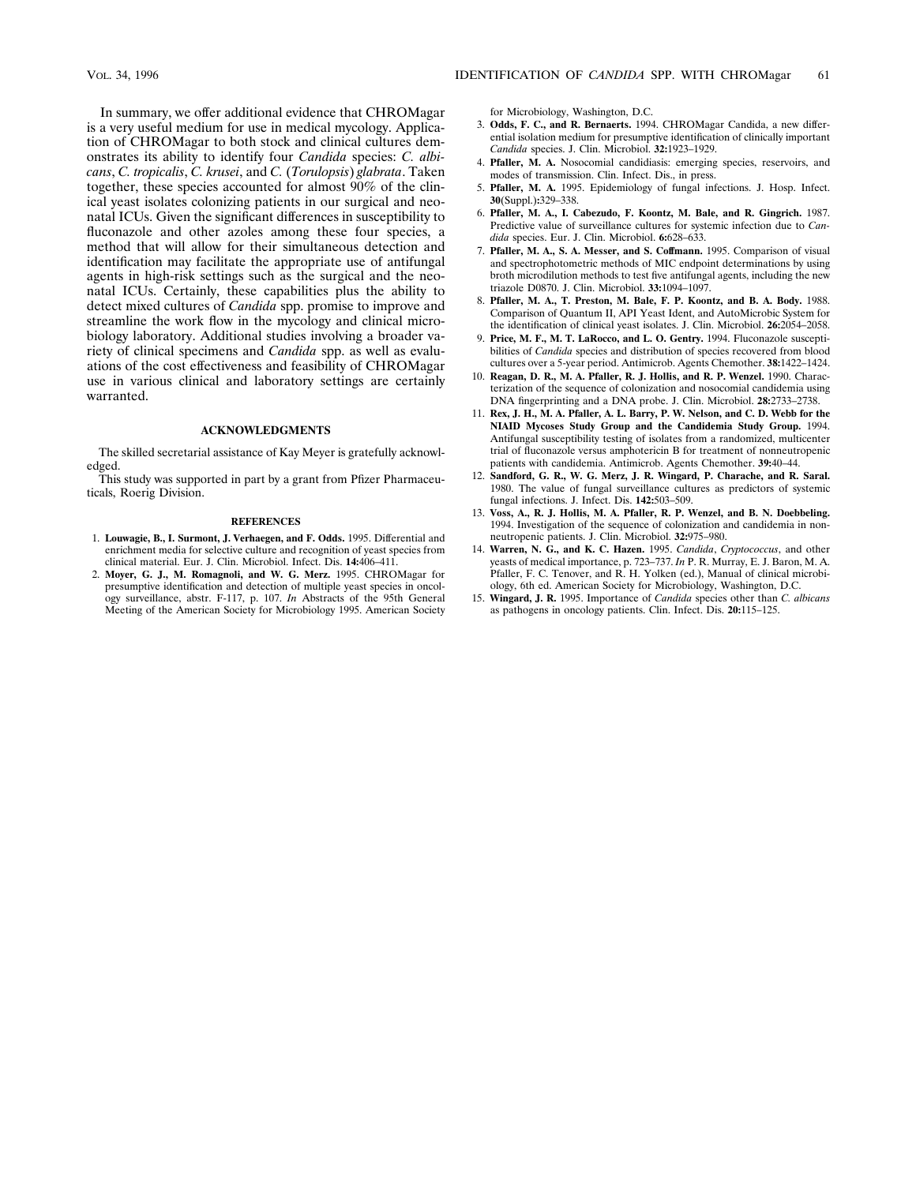In summary, we offer additional evidence that CHROMagar is a very useful medium for use in medical mycology. Application of CHROMagar to both stock and clinical cultures demonstrates its ability to identify four *Candida* species: *C. albicans*, *C. tropicalis*, *C. krusei*, and *C.* (*Torulopsis*) *glabrata*. Taken together, these species accounted for almost 90% of the clinical yeast isolates colonizing patients in our surgical and neonatal ICUs. Given the significant differences in susceptibility to fluconazole and other azoles among these four species, a method that will allow for their simultaneous detection and identification may facilitate the appropriate use of antifungal agents in high-risk settings such as the surgical and the neonatal ICUs. Certainly, these capabilities plus the ability to detect mixed cultures of *Candida* spp. promise to improve and streamline the work flow in the mycology and clinical microbiology laboratory. Additional studies involving a broader variety of clinical specimens and *Candida* spp. as well as evaluations of the cost effectiveness and feasibility of CHROMagar use in various clinical and laboratory settings are certainly warranted.

## ACKNOWLEDGMENTS

The skilled secretarial assistance of Kay Meyer is gratefully acknowledged.

This study was supported in part by a grant from Pfizer Pharmaceuticals, Roerig Division.

## REFERENCES

1. **Louwagie, B., I. Surmont, J. Verhaegen, and F. Odds.** 1995. Differential and enrichment media for selective culture and recognition of yeast species from clinical material. Eur. J. Clin. Microbiol. Infect. Dis. **14:**406–411.
2. **Moyer, G. J., M. Romagnoli, and W. G. Merz.** 1995. CHROMagar for presumptive identification and detection of multiple yeast species in oncology surveillance, abstr. F-117, p. 107. *In* Abstracts of the 95th General Meeting of the American Society for Microbiology 1995. American Society for Microbiology, Washington, D.C.
3. **Odds, F. C., and R. Bernaerts.** 1994. CHROMagar Candida, a new differential isolation medium for presumptive identification of clinically important *Candida* species. J. Clin. Microbiol. **32:**1923–1929.
4. **Pfaller, M. A.** Nosocomial candidiasis: emerging species, reservoirs, and modes of transmission. Clin. Infect. Dis., in press.
5. **Pfaller, M. A.** 1995. Epidemiology of fungal infections. J. Hosp. Infect. **30**(Suppl.)**:**329–338.
6. **Pfaller, M. A., I. Cabezudo, F. Koontz, M. Bale, and R. Gingrich.** 1987. Predictive value of surveillance cultures for systemic infection due to *Candida* species. Eur. J. Clin. Microbiol. **6:**628–633.
7. **Pfaller, M. A., S. A. Messer, and S. Coffmann.** 1995. Comparison of visual and spectrophotometric methods of MIC endpoint determinations by using broth microdilution methods to test five antifungal agents, including the new triazole D0870. J. Clin. Microbiol. **33:**1094–1097.
8. **Pfaller, M. A., T. Preston, M. Bale, F. P. Koontz, and B. A. Body.** 1988. Comparison of Quantum II, API Yeast Ident, and AutoMicrobic System for the identification of clinical yeast isolates. J. Clin. Microbiol. **26:**2054–2058.
9. **Price, M. F., M. T. LaRocco, and L. O. Gentry.** 1994. Fluconazole susceptibilities of *Candida* species and distribution of species recovered from blood cultures over a 5-year period. Antimicrob. Agents Chemother. **38:**1422–1424.
10. **Reagan, D. R., M. A. Pfaller, R. J. Hollis, and R. P. Wenzel.** 1990. Characterization of the sequence of colonization and nosocomial candidemia using DNA fingerprinting and a DNA probe. J. Clin. Microbiol. **28:**2733–2738.
11. **Rex, J. H., M. A. Pfaller, A. L. Barry, P. W. Nelson, and C. D. Webb for the NIAID Mycoses Study Group and the Candidemia Study Group.** 1994. Antifungal susceptibility testing of isolates from a randomized, multicenter trial of fluconazole versus amphotericin B for treatment of nonneutropenic patients with candidemia. Antimicrob. Agents Chemother. **39:**40–44.
12. **Sandford, G. R., W. G. Merz, J. R. Wingard, P. Charache, and R. Saral.** 1980. The value of fungal surveillance cultures as predictors of systemic fungal infections. J. Infect. Dis. **142:**503–509.
13. **Voss, A., R. J. Hollis, M. A. Pfaller, R. P. Wenzel, and B. N. Doebbeling.** 1994. Investigation of the sequence of colonization and candidemia in nonneutropenic patients. J. Clin. Microbiol. **32:**975–980.
14. **Warren, N. G., and K. C. Hazen.** 1995. *Candida*, *Cryptococcus*, and other yeasts of medical importance, p. 723–737. *In* P. R. Murray, E. J. Baron, M. A. Pfaller, F. C. Tenover, and R. H. Yolken (ed.), Manual of clinical microbiology, 6th ed. American Society for Microbiology, Washington, D.C.
15. **Wingard, J. R.** 1995. Importance of *Candida* species other than *C. albicans* as pathogens in oncology patients. Clin. Infect. Dis. **20:**115–125.